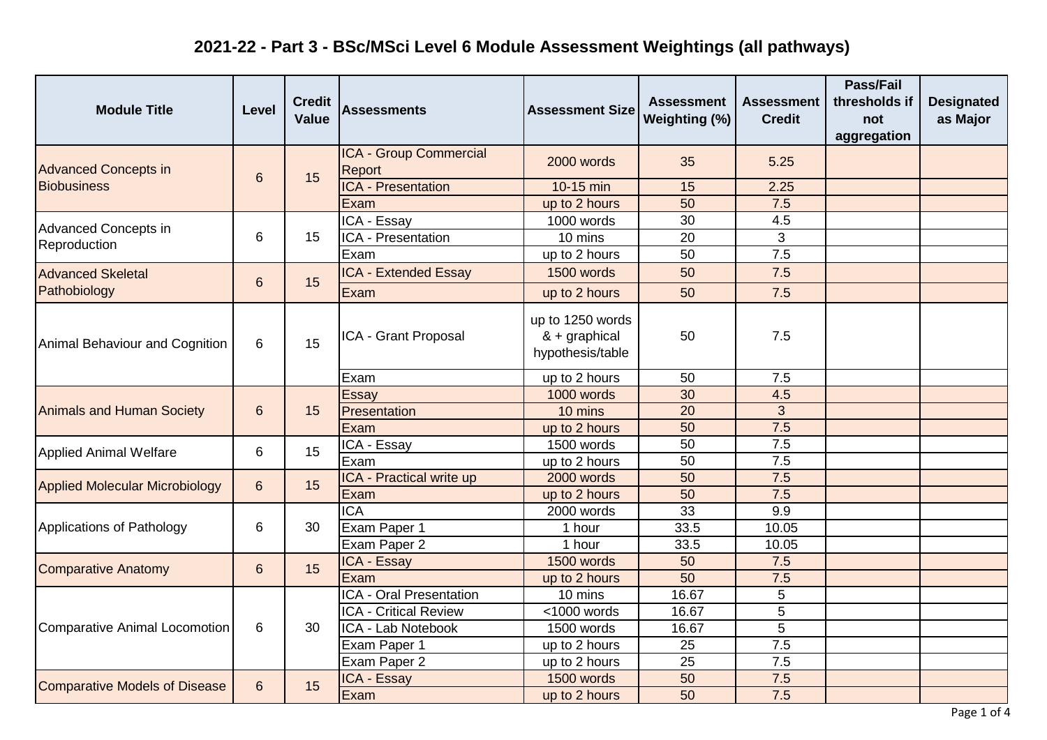# 2021-22 - Part 3 - BSc/MSci Level 6 Module Assessment Weightings (all pathways)

| Module Title | Level | Credit Value | Assessments | Assessment Size | Assessment Weighting (%) | Assessment Credit | Pass/Fail thresholds if not aggregation | Designated as Major |
|---|---|---|---|---|---|---|---|---|
| Advanced Concepts in Biobusiness | 6 | 15 | ICA - Group Commercial Report | 2000 words | 35 | 5.25 | | |
| | | | ICA - Presentation | 10-15 min | 15 | 2.25 | | |
| | | | Exam | up to 2 hours | 50 | 7.5 | | |
| Advanced Concepts in Reproduction | 6 | 15 | ICA - Essay | 1000 words | 30 | 4.5 | | |
| | | | ICA - Presentation | 10 mins | 20 | 3 | | |
| | | | Exam | up to 2 hours | 50 | 7.5 | | |
| Advanced Skeletal Pathobiology | 6 | 15 | ICA - Extended Essay | 1500 words | 50 | 7.5 | | |
| | | | Exam | up to 2 hours | 50 | 7.5 | | |
| Animal Behaviour and Cognition | 6 | 15 | ICA - Grant Proposal | up to 1250 words & + graphical hypothesis/table | 50 | 7.5 | | |
| | | | Exam | up to 2 hours | 50 | 7.5 | | |
| Animals and Human Society | 6 | 15 | Essay | 1000 words | 30 | 4.5 | | |
| | | | Presentation | 10 mins | 20 | 3 | | |
| | | | Exam | up to 2 hours | 50 | 7.5 | | |
| Applied Animal Welfare | 6 | 15 | ICA - Essay | 1500 words | 50 | 7.5 | | |
| | | | Exam | up to 2 hours | 50 | 7.5 | | |
| Applied Molecular Microbiology | 6 | 15 | ICA - Practical write up | 2000 words | 50 | 7.5 | | |
| | | | Exam | up to 2 hours | 50 | 7.5 | | |
| Applications of Pathology | 6 | 30 | ICA | 2000 words | 33 | 9.9 | | |
| | | | Exam Paper 1 | 1 hour | 33.5 | 10.05 | | |
| | | | Exam Paper 2 | 1 hour | 33.5 | 10.05 | | |
| Comparative Anatomy | 6 | 15 | ICA - Essay | 1500 words | 50 | 7.5 | | |
| | | | Exam | up to 2 hours | 50 | 7.5 | | |
| Comparative Animal Locomotion | 6 | 30 | ICA - Oral Presentation | 10 mins | 16.67 | 5 | | |
| | | | ICA - Critical Review | <1000 words | 16.67 | 5 | | |
| | | | ICA - Lab Notebook | 1500 words | 16.67 | 5 | | |
| | | | Exam Paper 1 | up to 2 hours | 25 | 7.5 | | |
| | | | Exam Paper 2 | up to 2 hours | 25 | 7.5 | | |
| Comparative Models of Disease | 6 | 15 | ICA - Essay | 1500 words | 50 | 7.5 | | |
| | | | Exam | up to 2 hours | 50 | 7.5 | | |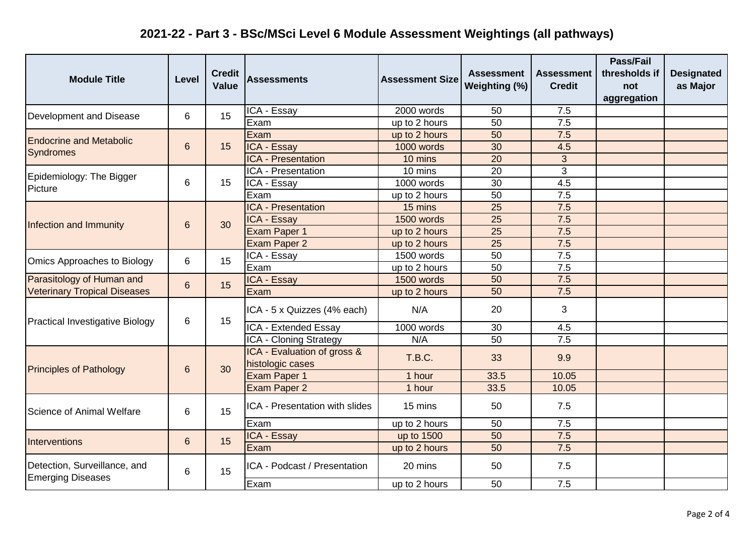# 2021-22 - Part 3 - BSc/MSci Level 6 Module Assessment Weightings (all pathways)

| Module Title | Level | Credit Value | Assessments | Assessment Size | Assessment Weighting (%) | Assessment Credit | Pass/Fail thresholds if not aggregation | Designated as Major |
|---|---|---|---|---|---|---|---|---|
| Development and Disease | 6 | 15 | ICA - Essay | 2000 words | 50 | 7.5 | | |
| | | | Exam | up to 2 hours | 50 | 7.5 | | |
| Endocrine and Metabolic Syndromes | 6 | 15 | Exam | up to 2 hours | 50 | 7.5 | | |
| | | | ICA - Essay | 1000 words | 30 | 4.5 | | |
| | | | ICA - Presentation | 10 mins | 20 | 3 | | |
| Epidemiology: The Bigger Picture | 6 | 15 | ICA - Presentation | 10 mins | 20 | 3 | | |
| | | | ICA - Essay | 1000 words | 30 | 4.5 | | |
| | | | Exam | up to 2 hours | 50 | 7.5 | | |
| Infection and Immunity | 6 | 30 | ICA - Presentation | 15 mins | 25 | 7.5 | | |
| | | | ICA - Essay | 1500 words | 25 | 7.5 | | |
| | | | Exam Paper 1 | up to 2 hours | 25 | 7.5 | | |
| | | | Exam Paper 2 | up to 2 hours | 25 | 7.5 | | |
| Omics Approaches to Biology | 6 | 15 | ICA - Essay | 1500 words | 50 | 7.5 | | |
| | | | Exam | up to 2 hours | 50 | 7.5 | | |
| Parasitology of Human and Veterinary Tropical Diseases | 6 | 15 | ICA - Essay | 1500 words | 50 | 7.5 | | |
| | | | Exam | up to 2 hours | 50 | 7.5 | | |
| Practical Investigative Biology | 6 | 15 | ICA - 5 x Quizzes (4% each) | N/A | 20 | 3 | | |
| | | | ICA - Extended Essay | 1000 words | 30 | 4.5 | | |
| | | | ICA - Cloning Strategy | N/A | 50 | 7.5 | | |
| Principles of Pathology | 6 | 30 | ICA - Evaluation of gross & histologic cases | T.B.C. | 33 | 9.9 | | |
| | | | Exam Paper 1 | 1 hour | 33.5 | 10.05 | | |
| | | | Exam Paper 2 | 1 hour | 33.5 | 10.05 | | |
| Science of Animal Welfare | 6 | 15 | ICA - Presentation with slides | 15 mins | 50 | 7.5 | | |
| | | | Exam | up to 2 hours | 50 | 7.5 | | |
| Interventions | 6 | 15 | ICA - Essay | up to 1500 | 50 | 7.5 | | |
| | | | Exam | up to 2 hours | 50 | 7.5 | | |
| Detection, Surveillance, and Emerging Diseases | 6 | 15 | ICA - Podcast / Presentation | 20 mins | 50 | 7.5 | | |
| | | | Exam | up to 2 hours | 50 | 7.5 | | |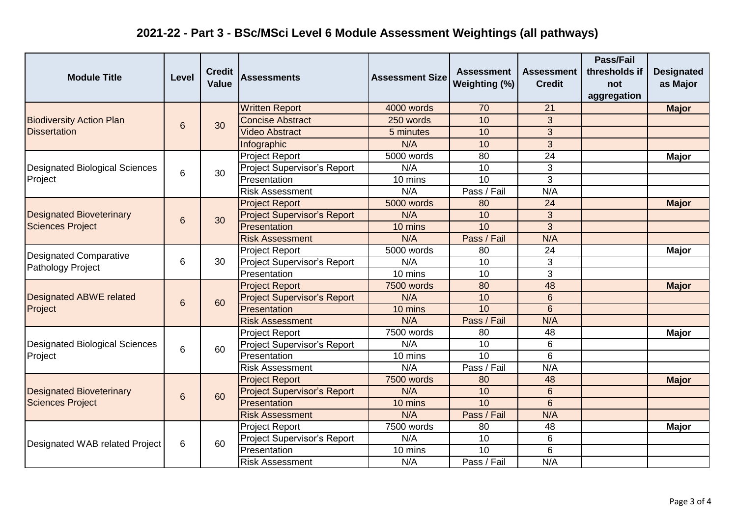# 2021-22 - Part 3 - BSc/MSci Level 6 Module Assessment Weightings (all pathways)

| Module Title | Level | Credit Value | Assessments | Assessment Size | Assessment Weighting (%) | Assessment Credit | Pass/Fail thresholds if not aggregation | Designated as Major |
|---|---|---|---|---|---|---|---|---|
| Biodiversity Action Plan Dissertation | 6 | 30 | Written Report | 4000 words | 70 | 21 | | **Major** |
| | | | Concise Abstract | 250 words | 10 | 3 | | |
| | | | Video Abstract | 5 minutes | 10 | 3 | | |
| | | | Infographic | N/A | 10 | 3 | | |
| Designated Biological Sciences Project | 6 | 30 | Project Report | 5000 words | 80 | 24 | | **Major** |
| | | | Project Supervisor's Report | N/A | 10 | 3 | | |
| | | | Presentation | 10 mins | 10 | 3 | | |
| | | | Risk Assessment | N/A | Pass / Fail | N/A | | |
| Designated Bioveterinary Sciences Project | 6 | 30 | Project Report | 5000 words | 80 | 24 | | **Major** |
| | | | Project Supervisor's Report | N/A | 10 | 3 | | |
| | | | Presentation | 10 mins | 10 | 3 | | |
| | | | Risk Assessment | N/A | Pass / Fail | N/A | | |
| Designated Comparative Pathology Project | 6 | 30 | Project Report | 5000 words | 80 | 24 | | **Major** |
| | | | Project Supervisor's Report | N/A | 10 | 3 | | |
| | | | Presentation | 10 mins | 10 | 3 | | |
| Designated ABWE related Project | 6 | 60 | Project Report | 7500 words | 80 | 48 | | **Major** |
| | | | Project Supervisor's Report | N/A | 10 | 6 | | |
| | | | Presentation | 10 mins | 10 | 6 | | |
| | | | Risk Assessment | N/A | Pass / Fail | N/A | | |
| Designated Biological Sciences Project | 6 | 60 | Project Report | 7500 words | 80 | 48 | | **Major** |
| | | | Project Supervisor's Report | N/A | 10 | 6 | | |
| | | | Presentation | 10 mins | 10 | 6 | | |
| | | | Risk Assessment | N/A | Pass / Fail | N/A | | |
| Designated Bioveterinary Sciences Project | 6 | 60 | Project Report | 7500 words | 80 | 48 | | **Major** |
| | | | Project Supervisor's Report | N/A | 10 | 6 | | |
| | | | Presentation | 10 mins | 10 | 6 | | |
| | | | Risk Assessment | N/A | Pass / Fail | N/A | | |
| Designated WAB related Project | 6 | 60 | Project Report | 7500 words | 80 | 48 | | **Major** |
| | | | Project Supervisor's Report | N/A | 10 | 6 | | |
| | | | Presentation | 10 mins | 10 | 6 | | |
| | | | Risk Assessment | N/A | Pass / Fail | N/A | | |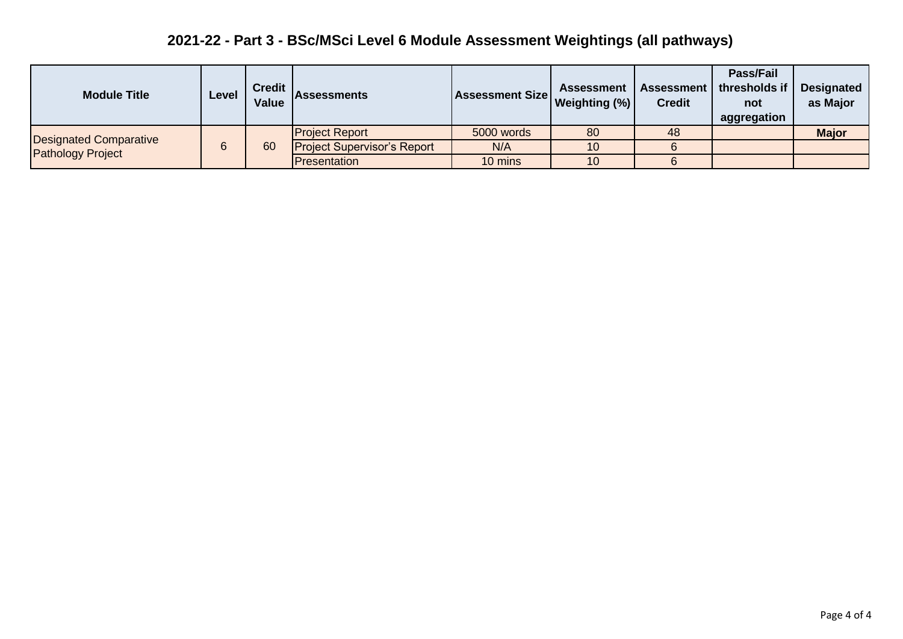# 2021-22 - Part 3 - BSc/MSci Level 6 Module Assessment Weightings (all pathways)

| Module Title | Level | Credit Value | Assessments | Assessment Size | Assessment Weighting (%) | Assessment Credit | Pass/Fail thresholds if not aggregation | Designated as Major |
| --- | --- | --- | --- | --- | --- | --- | --- | --- |
| Designated Comparative Pathology Project | 6 | 60 | Project Report | 5000 words | 80 | 48 | | **Major** |
| | | | Project Supervisor's Report | N/A | 10 | 6 | | |
| | | | Presentation | 10 mins | 10 | 6 | | |